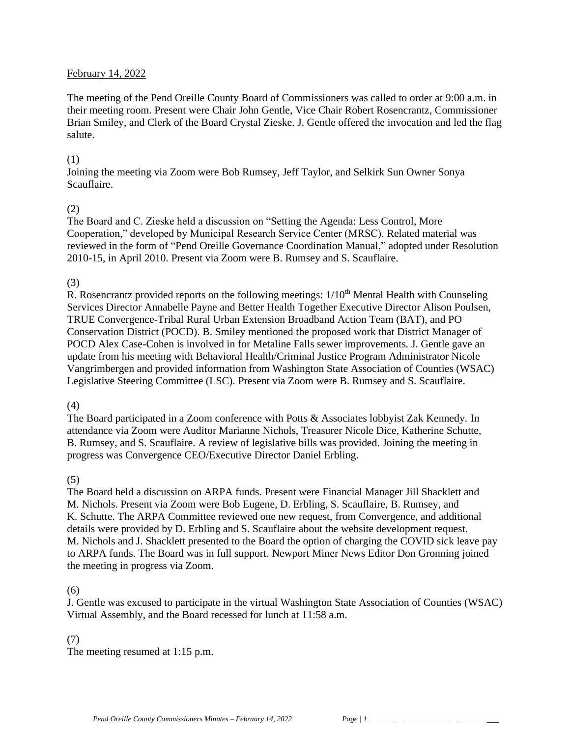February 14, 2022

The meeting of the Pend Oreille County Board of Commissioners was called to order at 9:00 a.m. in their meeting room. Present were Chair John Gentle, Vice Chair Robert Rosencrantz, Commissioner Brian Smiley, and Clerk of the Board Crystal Zieske. J. Gentle offered the invocation and led the flag salute.

(1)
Joining the meeting via Zoom were Bob Rumsey, Jeff Taylor, and Selkirk Sun Owner Sonya Scauflaire.

(2)
The Board and C. Zieske held a discussion on "Setting the Agenda: Less Control, More Cooperation," developed by Municipal Research Service Center (MRSC). Related material was reviewed in the form of "Pend Oreille Governance Coordination Manual," adopted under Resolution 2010-15, in April 2010. Present via Zoom were B. Rumsey and S. Scauflaire.

(3)
R. Rosencrantz provided reports on the following meetings: 1/10th Mental Health with Counseling Services Director Annabelle Payne and Better Health Together Executive Director Alison Poulsen, TRUE Convergence-Tribal Rural Urban Extension Broadband Action Team (BAT), and PO Conservation District (POCD). B. Smiley mentioned the proposed work that District Manager of POCD Alex Case-Cohen is involved in for Metaline Falls sewer improvements. J. Gentle gave an update from his meeting with Behavioral Health/Criminal Justice Program Administrator Nicole Vangrimbergen and provided information from Washington State Association of Counties (WSAC) Legislative Steering Committee (LSC). Present via Zoom were B. Rumsey and S. Scauflaire.

(4)
The Board participated in a Zoom conference with Potts & Associates lobbyist Zak Kennedy. In attendance via Zoom were Auditor Marianne Nichols, Treasurer Nicole Dice, Katherine Schutte, B. Rumsey, and S. Scauflaire. A review of legislative bills was provided. Joining the meeting in progress was Convergence CEO/Executive Director Daniel Erbling.

(5)
The Board held a discussion on ARPA funds. Present were Financial Manager Jill Shacklett and M. Nichols. Present via Zoom were Bob Eugene, D. Erbling, S. Scauflaire, B. Rumsey, and K. Schutte. The ARPA Committee reviewed one new request, from Convergence, and additional details were provided by D. Erbling and S. Scauflaire about the website development request. M. Nichols and J. Shacklett presented to the Board the option of charging the COVID sick leave pay to ARPA funds. The Board was in full support. Newport Miner News Editor Don Gronning joined the meeting in progress via Zoom.

(6)
J. Gentle was excused to participate in the virtual Washington State Association of Counties (WSAC) Virtual Assembly, and the Board recessed for lunch at 11:58 a.m.

(7)
The meeting resumed at 1:15 p.m.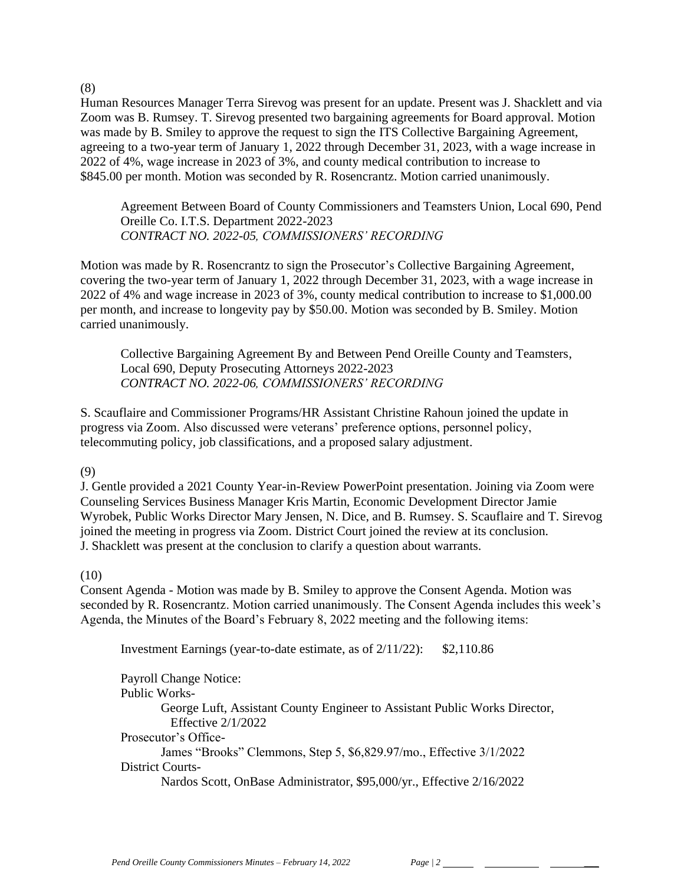(8)

Human Resources Manager Terra Sirevog was present for an update. Present was J. Shacklett and via Zoom was B. Rumsey. T. Sirevog presented two bargaining agreements for Board approval. Motion was made by B. Smiley to approve the request to sign the ITS Collective Bargaining Agreement, agreeing to a two-year term of January 1, 2022 through December 31, 2023, with a wage increase in 2022 of 4%, wage increase in 2023 of 3%, and county medical contribution to increase to $845.00 per month. Motion was seconded by R. Rosencrantz. Motion carried unanimously.

> Agreement Between Board of County Commissioners and Teamsters Union, Local 690, Pend Oreille Co. I.T.S. Department 2022-2023
> *CONTRACT NO. 2022-05, COMMISSIONERS' RECORDING*

Motion was made by R. Rosencrantz to sign the Prosecutor's Collective Bargaining Agreement, covering the two-year term of January 1, 2022 through December 31, 2023, with a wage increase in 2022 of 4% and wage increase in 2023 of 3%, county medical contribution to increase to $1,000.00 per month, and increase to longevity pay by $50.00. Motion was seconded by B. Smiley. Motion carried unanimously.

> Collective Bargaining Agreement By and Between Pend Oreille County and Teamsters, Local 690, Deputy Prosecuting Attorneys 2022-2023
> *CONTRACT NO. 2022-06, COMMISSIONERS' RECORDING*

S. Scauflaire and Commissioner Programs/HR Assistant Christine Rahoun joined the update in progress via Zoom. Also discussed were veterans' preference options, personnel policy, telecommuting policy, job classifications, and a proposed salary adjustment.

(9)

J. Gentle provided a 2021 County Year-in-Review PowerPoint presentation. Joining via Zoom were Counseling Services Business Manager Kris Martin, Economic Development Director Jamie Wyrobek, Public Works Director Mary Jensen, N. Dice, and B. Rumsey. S. Scauflaire and T. Sirevog joined the meeting in progress via Zoom. District Court joined the review at its conclusion. J. Shacklett was present at the conclusion to clarify a question about warrants.

(10)

Consent Agenda - Motion was made by B. Smiley to approve the Consent Agenda. Motion was seconded by R. Rosencrantz. Motion carried unanimously. The Consent Agenda includes this week's Agenda, the Minutes of the Board's February 8, 2022 meeting and the following items:

Investment Earnings (year-to-date estimate, as of 2/11/22): $2,110.86

Payroll Change Notice:

Public Works-
- George Luft, Assistant County Engineer to Assistant Public Works Director, Effective 2/1/2022

Prosecutor's Office-
- James "Brooks" Clemmons, Step 5, $6,829.97/mo., Effective 3/1/2022

District Courts-
- Nardos Scott, OnBase Administrator, $95,000/yr., Effective 2/16/2022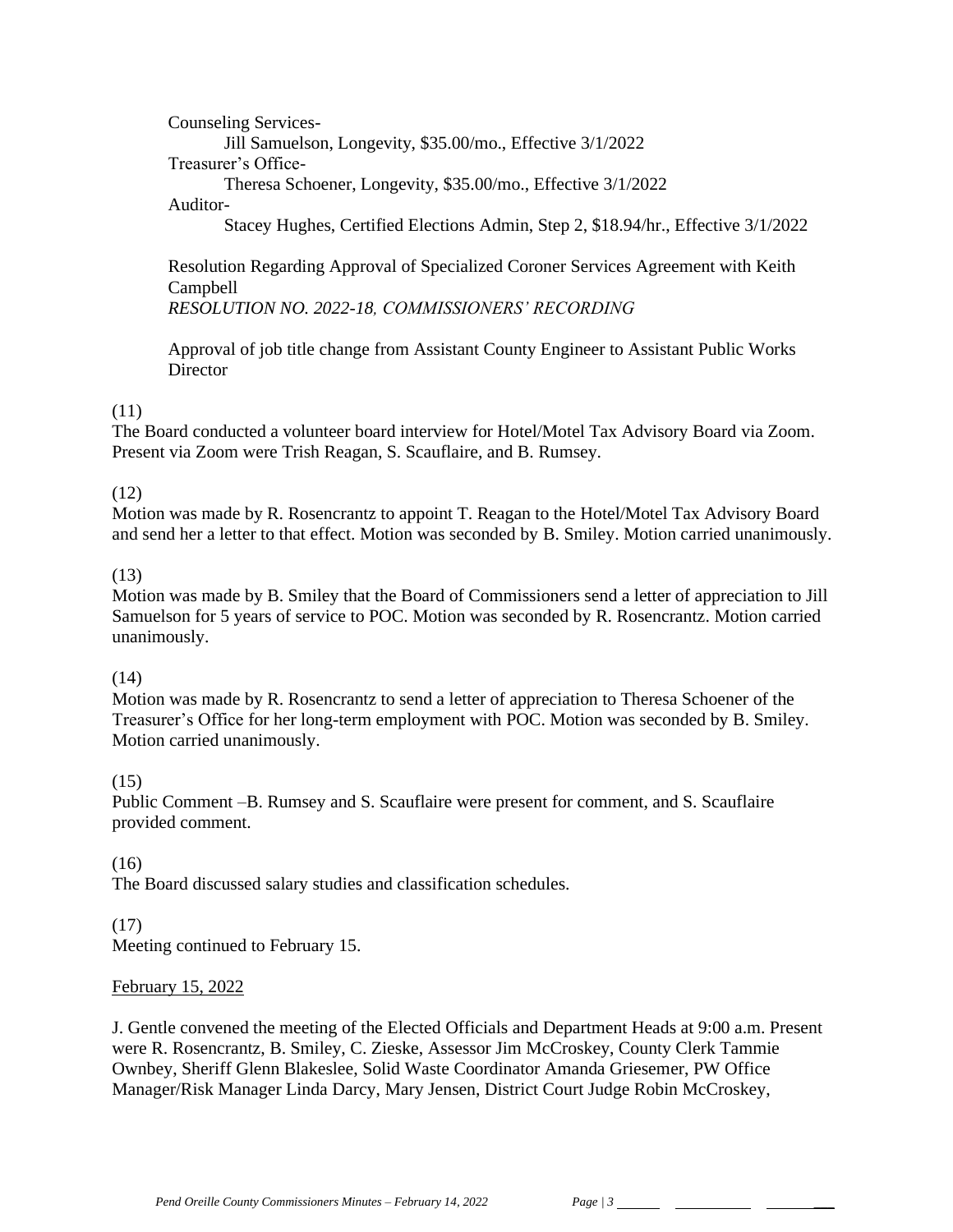Counseling Services-

Jill Samuelson, Longevity, $35.00/mo., Effective 3/1/2022

Treasurer's Office-

Theresa Schoener, Longevity, $35.00/mo., Effective 3/1/2022

Auditor-

Stacey Hughes, Certified Elections Admin, Step 2, $18.94/hr., Effective 3/1/2022

Resolution Regarding Approval of Specialized Coroner Services Agreement with Keith Campbell
*RESOLUTION NO. 2022-18, COMMISSIONERS' RECORDING*

Approval of job title change from Assistant County Engineer to Assistant Public Works Director

(11)
The Board conducted a volunteer board interview for Hotel/Motel Tax Advisory Board via Zoom. Present via Zoom were Trish Reagan, S. Scauflaire, and B. Rumsey.

(12)
Motion was made by R. Rosencrantz to appoint T. Reagan to the Hotel/Motel Tax Advisory Board and send her a letter to that effect. Motion was seconded by B. Smiley. Motion carried unanimously.

(13)
Motion was made by B. Smiley that the Board of Commissioners send a letter of appreciation to Jill Samuelson for 5 years of service to POC. Motion was seconded by R. Rosencrantz. Motion carried unanimously.

(14)
Motion was made by R. Rosencrantz to send a letter of appreciation to Theresa Schoener of the Treasurer's Office for her long-term employment with POC. Motion was seconded by B. Smiley. Motion carried unanimously.

(15)
Public Comment –B. Rumsey and S. Scauflaire were present for comment, and S. Scauflaire provided comment.

(16)
The Board discussed salary studies and classification schedules.

(17)
Meeting continued to February 15.

<u>February 15, 2022</u>

J. Gentle convened the meeting of the Elected Officials and Department Heads at 9:00 a.m. Present were R. Rosencrantz, B. Smiley, C. Zieske, Assessor Jim McCroskey, County Clerk Tammie Ownbey, Sheriff Glenn Blakeslee, Solid Waste Coordinator Amanda Griesemer, PW Office Manager/Risk Manager Linda Darcy, Mary Jensen, District Court Judge Robin McCroskey,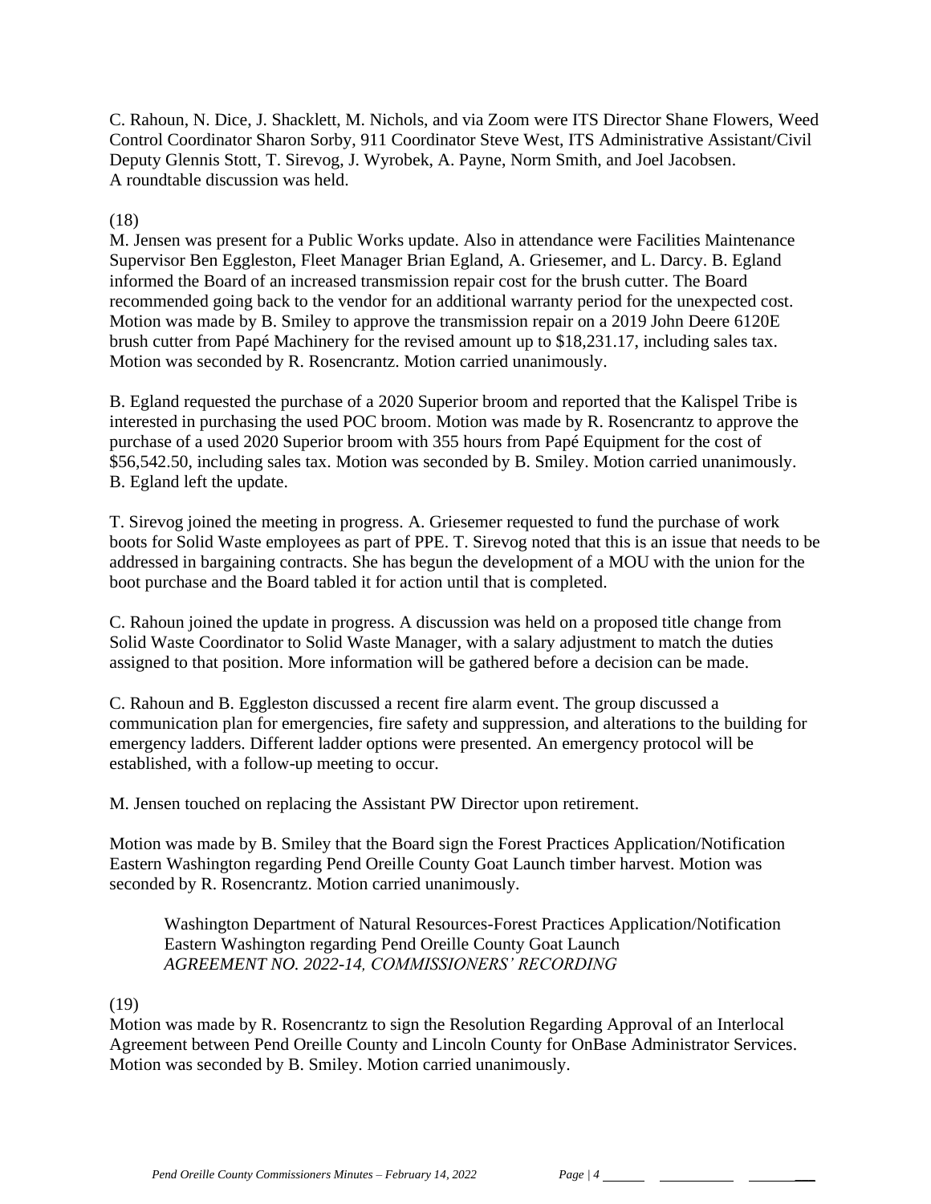C. Rahoun, N. Dice, J. Shacklett, M. Nichols, and via Zoom were ITS Director Shane Flowers, Weed Control Coordinator Sharon Sorby, 911 Coordinator Steve West, ITS Administrative Assistant/Civil Deputy Glennis Stott, T. Sirevog, J. Wyrobek, A. Payne, Norm Smith, and Joel Jacobsen. A roundtable discussion was held.

(18)

M. Jensen was present for a Public Works update. Also in attendance were Facilities Maintenance Supervisor Ben Eggleston, Fleet Manager Brian Egland, A. Griesemer, and L. Darcy. B. Egland informed the Board of an increased transmission repair cost for the brush cutter. The Board recommended going back to the vendor for an additional warranty period for the unexpected cost. Motion was made by B. Smiley to approve the transmission repair on a 2019 John Deere 6120E brush cutter from Papé Machinery for the revised amount up to $18,231.17, including sales tax. Motion was seconded by R. Rosencrantz. Motion carried unanimously.

B. Egland requested the purchase of a 2020 Superior broom and reported that the Kalispel Tribe is interested in purchasing the used POC broom. Motion was made by R. Rosencrantz to approve the purchase of a used 2020 Superior broom with 355 hours from Papé Equipment for the cost of $56,542.50, including sales tax. Motion was seconded by B. Smiley. Motion carried unanimously. B. Egland left the update.

T. Sirevog joined the meeting in progress. A. Griesemer requested to fund the purchase of work boots for Solid Waste employees as part of PPE. T. Sirevog noted that this is an issue that needs to be addressed in bargaining contracts. She has begun the development of a MOU with the union for the boot purchase and the Board tabled it for action until that is completed.

C. Rahoun joined the update in progress. A discussion was held on a proposed title change from Solid Waste Coordinator to Solid Waste Manager, with a salary adjustment to match the duties assigned to that position. More information will be gathered before a decision can be made.

C. Rahoun and B. Eggleston discussed a recent fire alarm event. The group discussed a communication plan for emergencies, fire safety and suppression, and alterations to the building for emergency ladders. Different ladder options were presented. An emergency protocol will be established, with a follow-up meeting to occur.

M. Jensen touched on replacing the Assistant PW Director upon retirement.

Motion was made by B. Smiley that the Board sign the Forest Practices Application/Notification Eastern Washington regarding Pend Oreille County Goat Launch timber harvest. Motion was seconded by R. Rosencrantz. Motion carried unanimously.

> Washington Department of Natural Resources-Forest Practices Application/Notification Eastern Washington regarding Pend Oreille County Goat Launch
> *AGREEMENT NO. 2022-14, COMMISSIONERS' RECORDING*

(19)

Motion was made by R. Rosencrantz to sign the Resolution Regarding Approval of an Interlocal Agreement between Pend Oreille County and Lincoln County for OnBase Administrator Services. Motion was seconded by B. Smiley. Motion carried unanimously.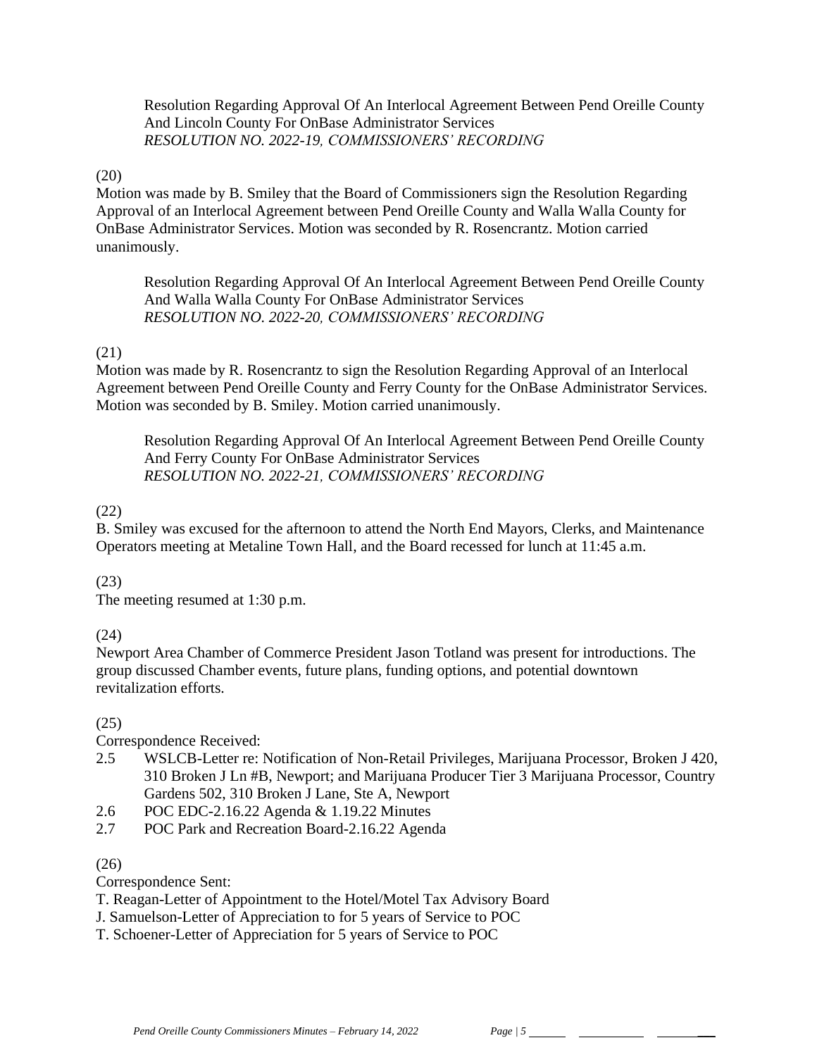Resolution Regarding Approval Of An Interlocal Agreement Between Pend Oreille County And Lincoln County For OnBase Administrator Services
*RESOLUTION NO. 2022-19, COMMISSIONERS' RECORDING*

(20)
Motion was made by B. Smiley that the Board of Commissioners sign the Resolution Regarding Approval of an Interlocal Agreement between Pend Oreille County and Walla Walla County for OnBase Administrator Services. Motion was seconded by R. Rosencrantz. Motion carried unanimously.

Resolution Regarding Approval Of An Interlocal Agreement Between Pend Oreille County And Walla Walla County For OnBase Administrator Services
*RESOLUTION NO. 2022-20, COMMISSIONERS' RECORDING*

(21)
Motion was made by R. Rosencrantz to sign the Resolution Regarding Approval of an Interlocal Agreement between Pend Oreille County and Ferry County for the OnBase Administrator Services. Motion was seconded by B. Smiley. Motion carried unanimously.

Resolution Regarding Approval Of An Interlocal Agreement Between Pend Oreille County And Ferry County For OnBase Administrator Services
*RESOLUTION NO. 2022-21, COMMISSIONERS' RECORDING*

(22)
B. Smiley was excused for the afternoon to attend the North End Mayors, Clerks, and Maintenance Operators meeting at Metaline Town Hall, and the Board recessed for lunch at 11:45 a.m.

(23)
The meeting resumed at 1:30 p.m.

(24)
Newport Area Chamber of Commerce President Jason Totland was present for introductions. The group discussed Chamber events, future plans, funding options, and potential downtown revitalization efforts.

(25)
Correspondence Received:

2.5 WSLCB-Letter re: Notification of Non-Retail Privileges, Marijuana Processor, Broken J 420, 310 Broken J Ln #B, Newport; and Marijuana Producer Tier 3 Marijuana Processor, Country Gardens 502, 310 Broken J Lane, Ste A, Newport
2.6 POC EDC-2.16.22 Agenda & 1.19.22 Minutes
2.7 POC Park and Recreation Board-2.16.22 Agenda

(26)
Correspondence Sent:

T. Reagan-Letter of Appointment to the Hotel/Motel Tax Advisory Board
J. Samuelson-Letter of Appreciation to for 5 years of Service to POC
T. Schoener-Letter of Appreciation for 5 years of Service to POC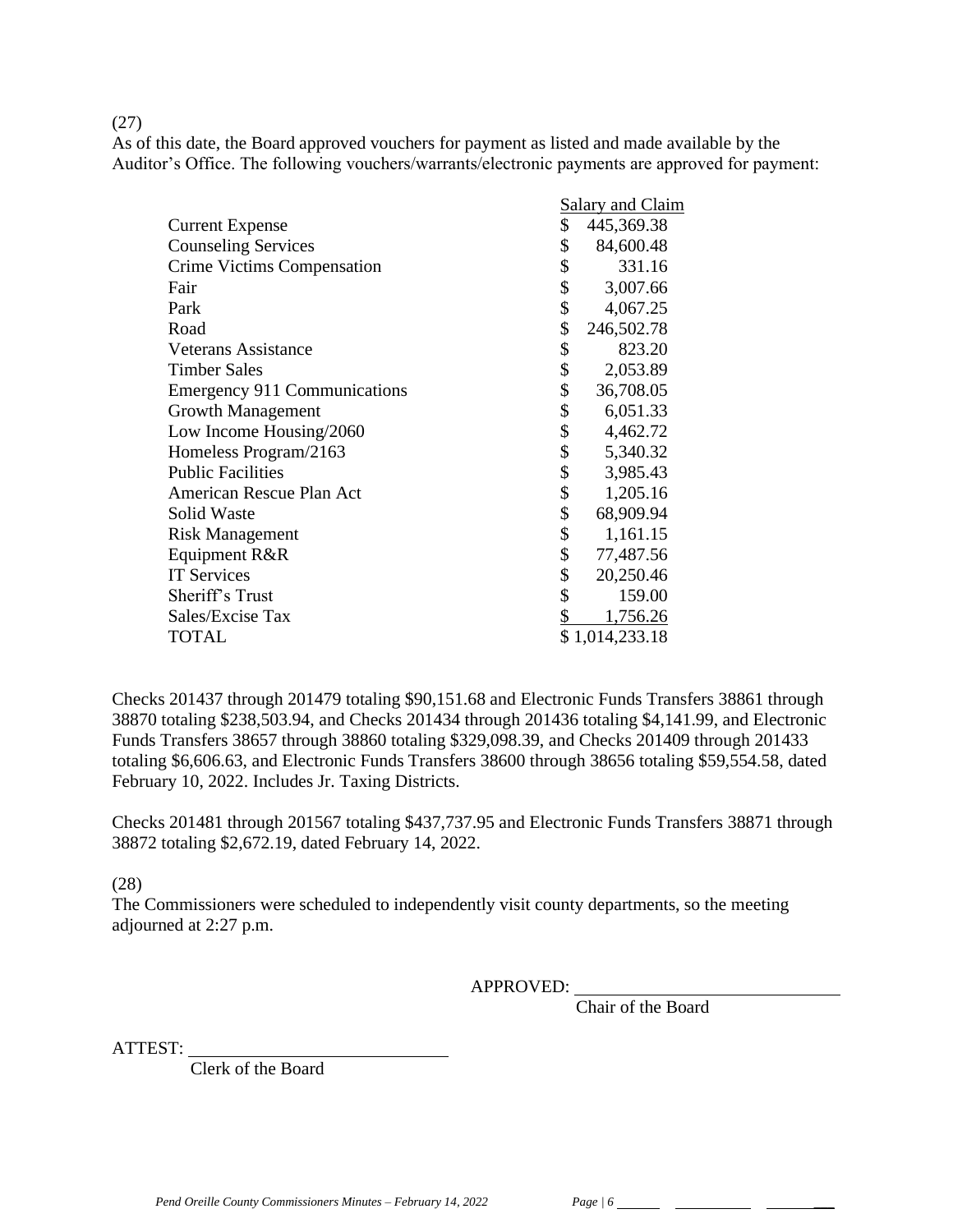(27)

As of this date, the Board approved vouchers for payment as listed and made available by the Auditor's Office. The following vouchers/warrants/electronic payments are approved for payment:

| | Salary and Claim |
|---|---|
| Current Expense | $ 445,369.38 |
| Counseling Services | $ 84,600.48 |
| Crime Victims Compensation | $ 331.16 |
| Fair | $ 3,007.66 |
| Park | $ 4,067.25 |
| Road | $ 246,502.78 |
| Veterans Assistance | $ 823.20 |
| Timber Sales | $ 2,053.89 |
| Emergency 911 Communications | $ 36,708.05 |
| Growth Management | $ 6,051.33 |
| Low Income Housing/2060 | $ 4,462.72 |
| Homeless Program/2163 | $ 5,340.32 |
| Public Facilities | $ 3,985.43 |
| American Rescue Plan Act | $ 1,205.16 |
| Solid Waste | $ 68,909.94 |
| Risk Management | $ 1,161.15 |
| Equipment R&R | $ 77,487.56 |
| IT Services | $ 20,250.46 |
| Sheriff's Trust | $ 159.00 |
| Sales/Excise Tax | $ 1,756.26 |
| TOTAL | $ 1,014,233.18 |

Checks 201437 through 201479 totaling $90,151.68 and Electronic Funds Transfers 38861 through 38870 totaling $238,503.94, and Checks 201434 through 201436 totaling $4,141.99, and Electronic Funds Transfers 38657 through 38860 totaling $329,098.39, and Checks 201409 through 201433 totaling $6,606.63, and Electronic Funds Transfers 38600 through 38656 totaling $59,554.58, dated February 10, 2022. Includes Jr. Taxing Districts.

Checks 201481 through 201567 totaling $437,737.95 and Electronic Funds Transfers 38871 through 38872 totaling $2,672.19, dated February 14, 2022.

(28)

The Commissioners were scheduled to independently visit county departments, so the meeting adjourned at 2:27 p.m.

APPROVED: ______________________________
Chair of the Board

ATTEST: ______________________________
Clerk of the Board